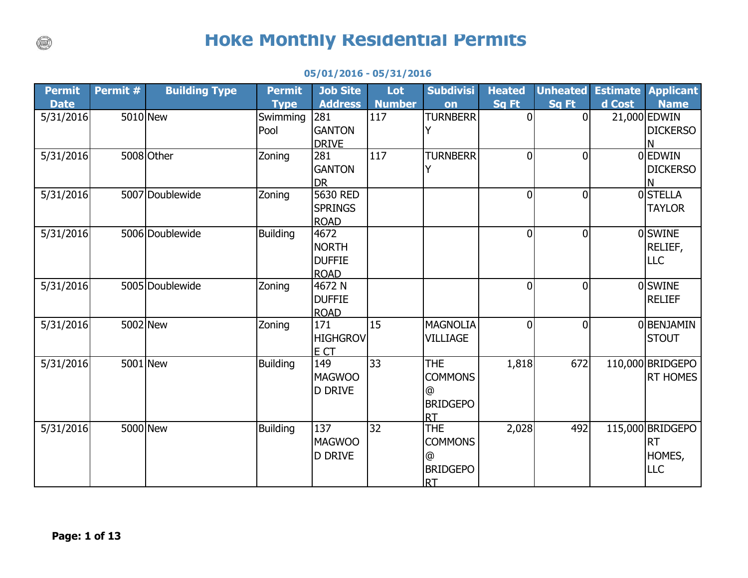# Hoke Monthly Residential Permits

**05/01/2016 - 05/31/2016**

| Permit Date | Permit # | Building Type | Permit Type | Job Site Address | Lot Number | Subdivision | Heated Sq Ft | Unheated Sq Ft | Estimated Cost | Applicant Name |
|---|---|---|---|---|---|---|---|---|---|---|
| 5/31/2016 | 5010 | New | Swimming Pool | 281 GANTON DRIVE | 117 | TURNBERRY | 0 | 0 | 21,000 | EDWIN DICKERSON |
| 5/31/2016 | 5008 | Other | Zoning | 281 GANTON DR | 117 | TURNBERRY | 0 | 0 | 0 | EDWIN DICKERSON |
| 5/31/2016 | 5007 | Doublewide | Zoning | 5630 RED SPRINGS ROAD | | | 0 | 0 | 0 | STELLA TAYLOR |
| 5/31/2016 | 5006 | Doublewide | Building | 4672 NORTH DUFFIE ROAD | | | 0 | 0 | 0 | SWINE RELIEF, LLC |
| 5/31/2016 | 5005 | Doublewide | Zoning | 4672 N DUFFIE ROAD | | | 0 | 0 | 0 | SWINE RELIEF |
| 5/31/2016 | 5002 | New | Zoning | 171 HIGHGROVE CT | 15 | MAGNOLIA VILLIAGE | 0 | 0 | 0 | BENJAMIN STOUT |
| 5/31/2016 | 5001 | New | Building | 149 MAGWOOD DRIVE | 33 | THE COMMONS @ BRIDGEPORT | 1,818 | 672 | 110,000 | BRIDGEPORT HOMES |
| 5/31/2016 | 5000 | New | Building | 137 MAGWOOD DRIVE | 32 | THE COMMONS @ BRIDGEPORT | 2,028 | 492 | 115,000 | BRIDGEPORT HOMES, LLC |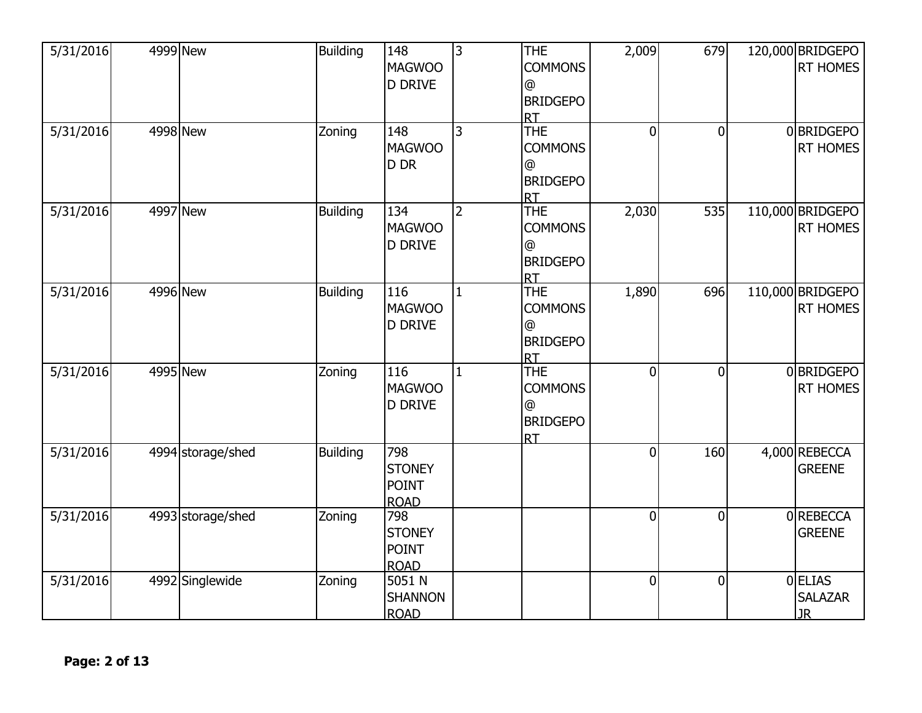| | | | | | | | | | | |
|---|---|---|---|---|---|---|---|---|---|---|
| 5/31/2016 | 4999 | New | Building | 148 MAGWOOD DRIVE | 3 | THE COMMONS @ BRIDGEPORT | 2,009 | 679 | 120,000 | BRIDGEPORT HOMES |
| 5/31/2016 | 4998 | New | Zoning | 148 MAGWOOD DR | 3 | THE COMMONS @ BRIDGEPORT | 0 | 0 | 0 | BRIDGEPORT HOMES |
| 5/31/2016 | 4997 | New | Building | 134 MAGWOOD DRIVE | 2 | THE COMMONS @ BRIDGEPORT | 2,030 | 535 | 110,000 | BRIDGEPORT HOMES |
| 5/31/2016 | 4996 | New | Building | 116 MAGWOOD DRIVE | 1 | THE COMMONS @ BRIDGEPORT | 1,890 | 696 | 110,000 | BRIDGEPORT HOMES |
| 5/31/2016 | 4995 | New | Zoning | 116 MAGWOOD DRIVE | 1 | THE COMMONS @ BRIDGEPORT | 0 | 0 | 0 | BRIDGEPORT HOMES |
| 5/31/2016 | 4994 | storage/shed | Building | 798 STONEY POINT ROAD | | | 0 | 160 | 4,000 | REBECCA GREENE |
| 5/31/2016 | 4993 | storage/shed | Zoning | 798 STONEY POINT ROAD | | | 0 | 0 | 0 | REBECCA GREENE |
| 5/31/2016 | 4992 | Singlewide | Zoning | 5051 N SHANNON ROAD | | | 0 | 0 | 0 | ELIAS SALAZAR JR |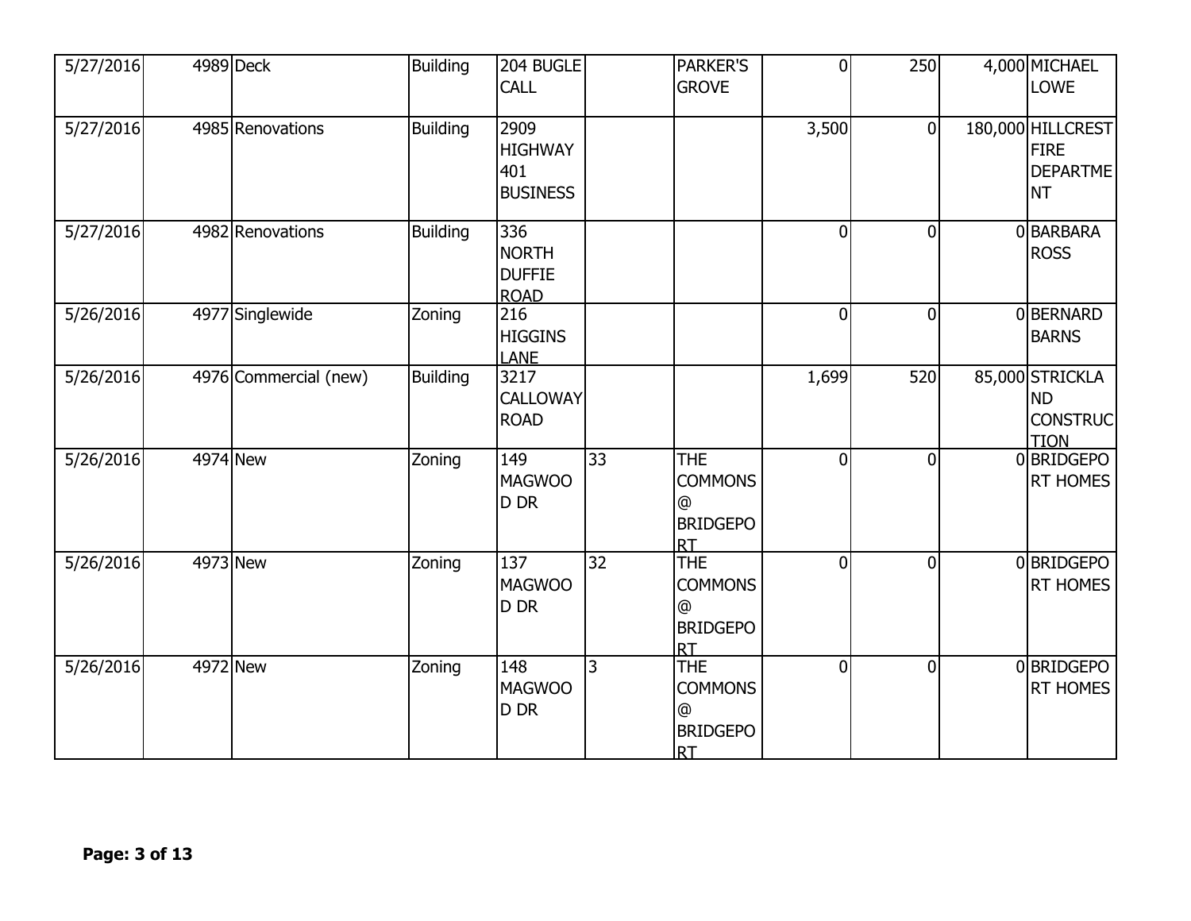| | | | | | | | | | | |
|---|---|---|---|---|---|---|---|---|---|---|
| 5/27/2016 | 4989 | Deck | Building | 204 BUGLE CALL | | PARKER'S GROVE | 0 | 250 | 4,000 | MICHAEL LOWE |
| 5/27/2016 | 4985 | Renovations | Building | 2909 HIGHWAY 401 BUSINESS | | | 3,500 | 0 | 180,000 | HILLCREST FIRE DEPARTMENT |
| 5/27/2016 | 4982 | Renovations | Building | 336 NORTH DUFFIE ROAD | | | 0 | 0 | 0 | BARBARA ROSS |
| 5/26/2016 | 4977 | Singlewide | Zoning | 216 HIGGINS LANE | | | 0 | 0 | 0 | BERNARD BARNS |
| 5/26/2016 | 4976 | Commercial (new) | Building | 3217 CALLOWAY ROAD | | | 1,699 | 520 | 85,000 | STRICKLAND CONSTRUCTION |
| 5/26/2016 | 4974 | New | Zoning | 149 MAGWOOD DR | 33 | THE COMMONS @ BRIDGEPORT | 0 | 0 | 0 | BRIDGEPORT HOMES |
| 5/26/2016 | 4973 | New | Zoning | 137 MAGWOOD DR | 32 | THE COMMONS @ BRIDGEPORT | 0 | 0 | 0 | BRIDGEPORT HOMES |
| 5/26/2016 | 4972 | New | Zoning | 148 MAGWOOD DR | 3 | THE COMMONS @ BRIDGEPORT | 0 | 0 | 0 | BRIDGEPORT HOMES |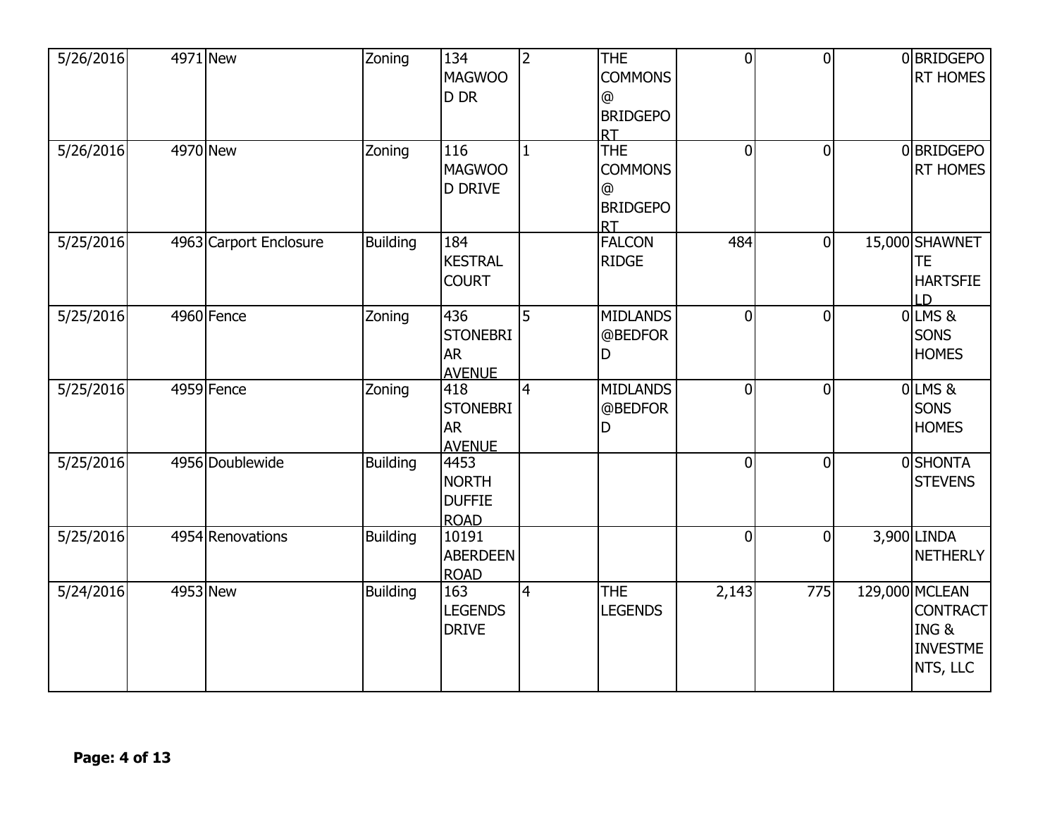| | | | | | | | | | | |
|---|---|---|---|---|---|---|---|---|---|---|
| 5/26/2016 | 4971 | New | Zoning | 134 MAGWOOD DR | 2 | THE COMMONS @ BRIDGEPORT | 0 | 0 | 0 | BRIDGEPORT HOMES |
| 5/26/2016 | 4970 | New | Zoning | 116 MAGWOOD DRIVE | 1 | THE COMMONS @ BRIDGEPORT | 0 | 0 | 0 | BRIDGEPORT HOMES |
| 5/25/2016 | 4963 | Carport Enclosure | Building | 184 KESTRAL COURT | | FALCON RIDGE | 484 | 0 | 15,000 | SHAWNETTE HARTSFIELD |
| 5/25/2016 | 4960 | Fence | Zoning | 436 STONEBRIAR AVENUE | 5 | MIDLANDS @BEDFORD | 0 | 0 | 0 | LMS & SONS HOMES |
| 5/25/2016 | 4959 | Fence | Zoning | 418 STONEBRIAR AVENUE | 4 | MIDLANDS @BEDFORD | 0 | 0 | 0 | LMS & SONS HOMES |
| 5/25/2016 | 4956 | Doublewide | Building | 4453 NORTH DUFFIE ROAD | | | 0 | 0 | 0 | SHONTA STEVENS |
| 5/25/2016 | 4954 | Renovations | Building | 10191 ABERDEEN ROAD | | | 0 | 0 | 3,900 | LINDA NETHERLY |
| 5/24/2016 | 4953 | New | Building | 163 LEGENDS DRIVE | 4 | THE LEGENDS | 2,143 | 775 | 129,000 | MCLEAN CONTRACTING & INVESTMENTS, LLC |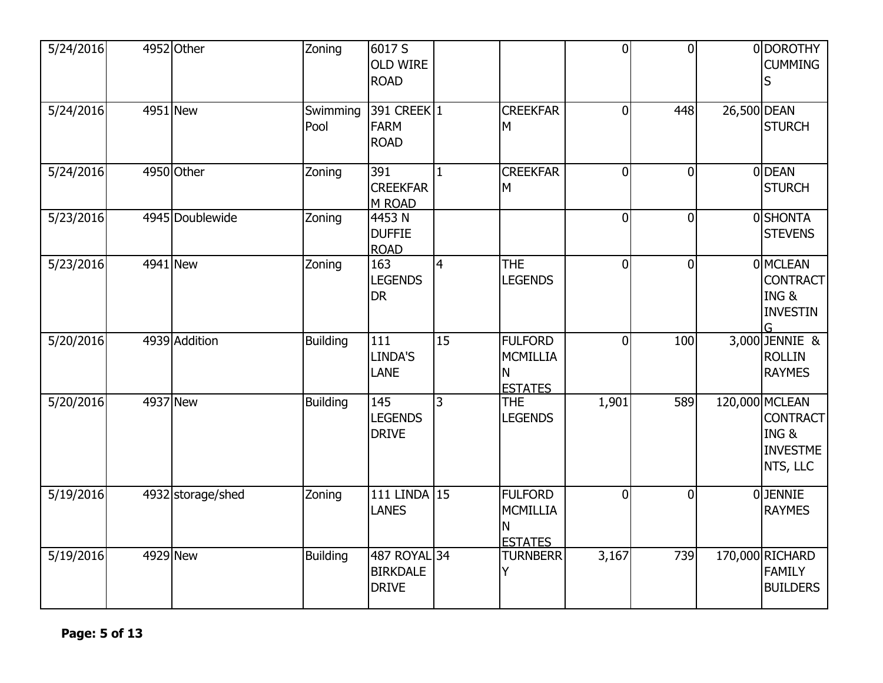| | | | | | | | | | | |
|---|---|---|---|---|---|---|---|---|---|---|
| 5/24/2016 | 4952 | Other | Zoning | 6017 S OLD WIRE ROAD | | | 0 | 0 | 0 | DOROTHY CUMMINGS |
| 5/24/2016 | 4951 | New | Swimming Pool | 391 CREEK FARM ROAD | 1 | CREEKFARM | 0 | 448 | 26,500 | DEAN STURCH |
| 5/24/2016 | 4950 | Other | Zoning | 391 CREEKFARM ROAD | 1 | CREEKFARM | 0 | 0 | 0 | DEAN STURCH |
| 5/23/2016 | 4945 | Doublewide | Zoning | 4453 N DUFFIE ROAD | | | 0 | 0 | 0 | SHONTA STEVENS |
| 5/23/2016 | 4941 | New | Zoning | 163 LEGENDS DR | 4 | THE LEGENDS | 0 | 0 | 0 | MCLEAN CONTRACTING & INVESTING |
| 5/20/2016 | 4939 | Addition | Building | 111 LINDA'S LANE | 15 | FULFORD MCMILLIAN ESTATES | 0 | 100 | 3,000 | JENNIE & ROLLIN RAYMES |
| 5/20/2016 | 4937 | New | Building | 145 LEGENDS DRIVE | 3 | THE LEGENDS | 1,901 | 589 | 120,000 | MCLEAN CONTRACTING & INVESTMENTS, LLC |
| 5/19/2016 | 4932 | storage/shed | Zoning | 111 LINDA LANES | 15 | FULFORD MCMILLIAN ESTATES | 0 | 0 | 0 | JENNIE RAYMES |
| 5/19/2016 | 4929 | New | Building | 487 ROYAL BIRKDALE DRIVE | 34 | TURNBERRY | 3,167 | 739 | 170,000 | RICHARD FAMILY BUILDERS |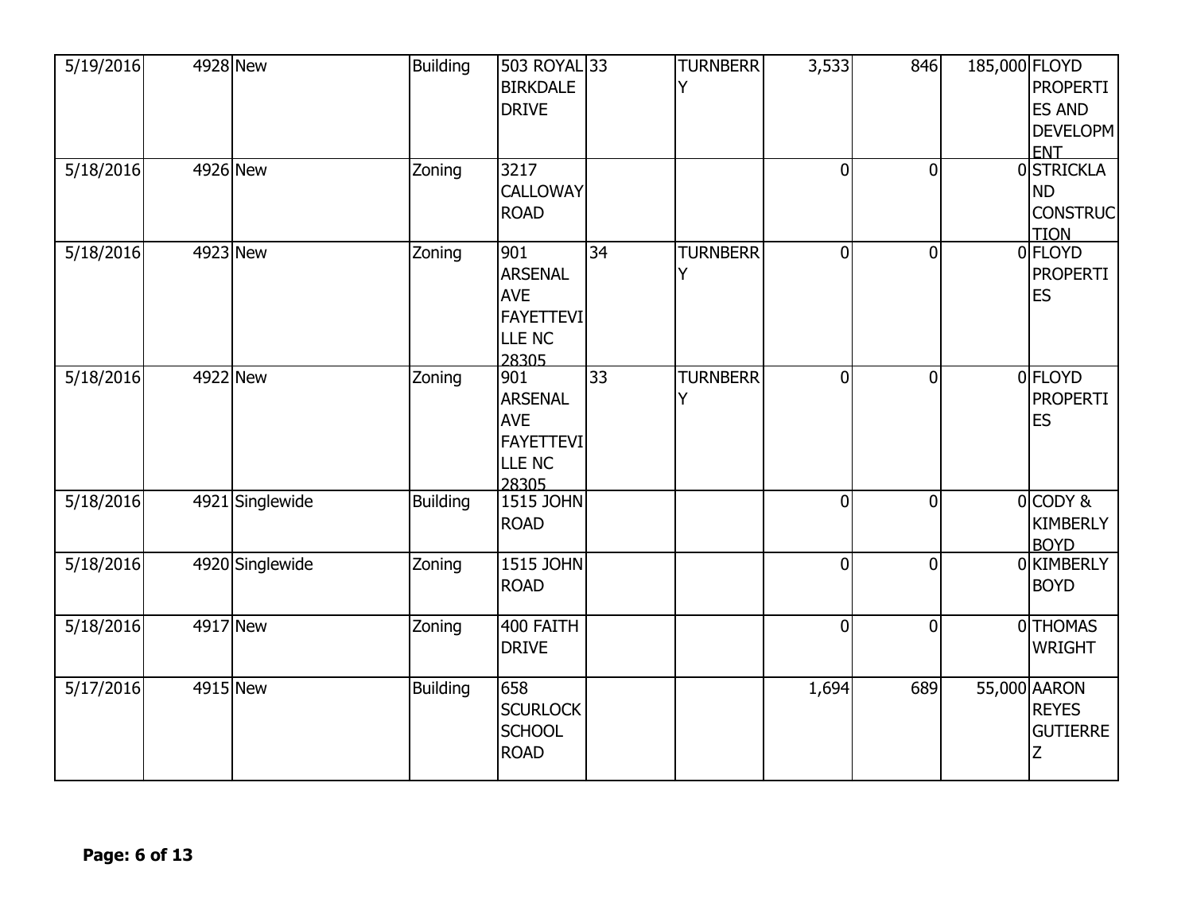| | | | | | | | | | | |
|---|---|---|---|---|---|---|---|---|---|---|
| 5/19/2016 | 4928 | New | Building | 503 ROYAL BIRKDALE DRIVE | 33 | TURNBERRY | 3,533 | 846 | 185,000 | FLOYD PROPERTIES AND DEVELOPMENT |
| 5/18/2016 | 4926 | New | Zoning | 3217 CALLOWAY ROAD | | | 0 | 0 | 0 | STRICKLAND CONSTRUCTION |
| 5/18/2016 | 4923 | New | Zoning | 901 ARSENAL AVE FAYETTEVILLE NC 28305 | 34 | TURNBERRY | 0 | 0 | 0 | FLOYD PROPERTIES |
| 5/18/2016 | 4922 | New | Zoning | 901 ARSENAL AVE FAYETTEVILLE NC 28305 | 33 | TURNBERRY | 0 | 0 | 0 | FLOYD PROPERTIES |
| 5/18/2016 | 4921 | Singlewide | Building | 1515 JOHN ROAD | | | 0 | 0 | 0 | CODY & KIMBERLY BOYD |
| 5/18/2016 | 4920 | Singlewide | Zoning | 1515 JOHN ROAD | | | 0 | 0 | 0 | KIMBERLY BOYD |
| 5/18/2016 | 4917 | New | Zoning | 400 FAITH DRIVE | | | 0 | 0 | 0 | THOMAS WRIGHT |
| 5/17/2016 | 4915 | New | Building | 658 SCURLOCK SCHOOL ROAD | | | 1,694 | 689 | 55,000 | AARON REYES GUTIERREZ |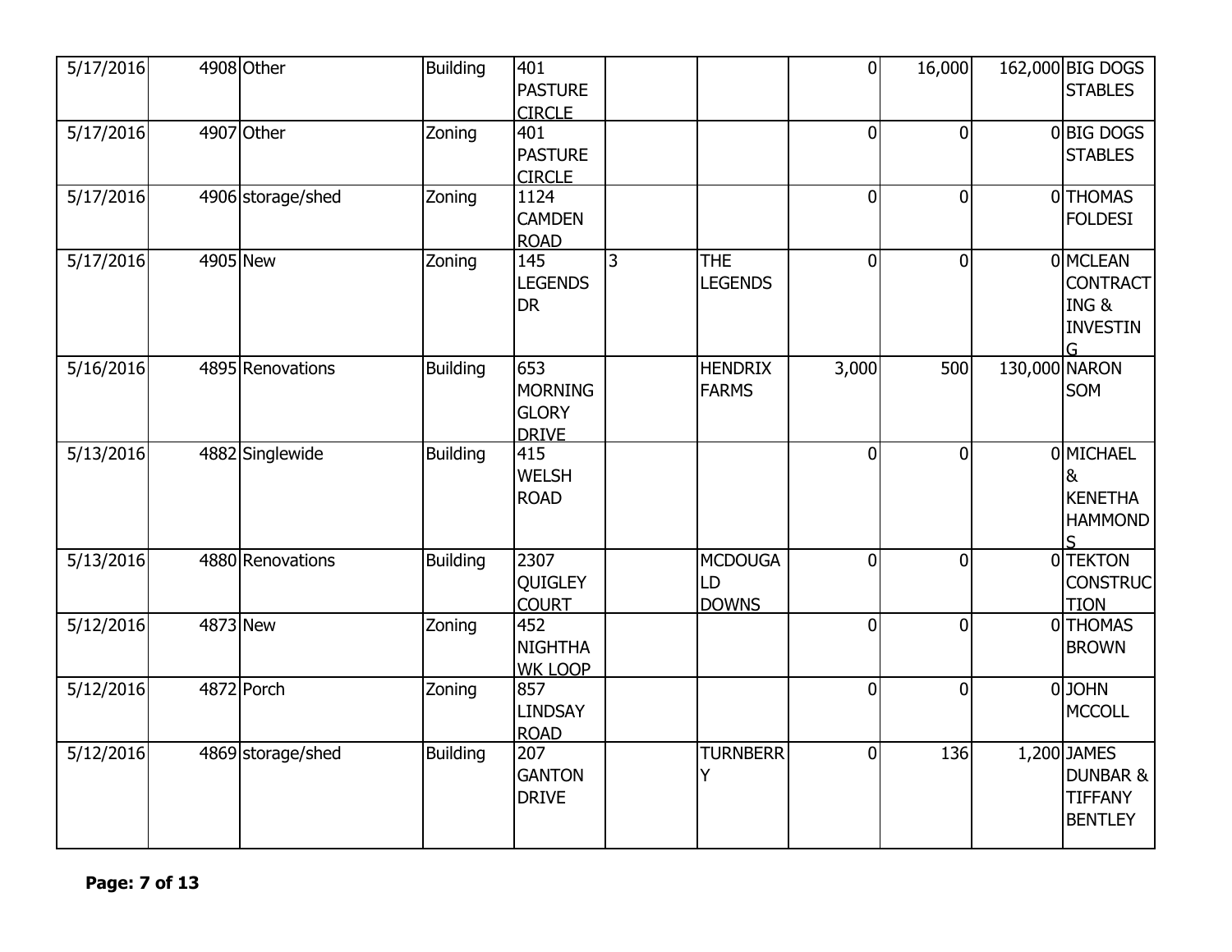| | | | | | | | | | | |
|---|---|---|---|---|---|---|---|---|---|---|
| 5/17/2016 | 4908 | Other | Building | 401 PASTURE CIRCLE | | | 0 | 16,000 | 162,000 | BIG DOGS STABLES |
| 5/17/2016 | 4907 | Other | Zoning | 401 PASTURE CIRCLE | | | 0 | 0 | 0 | BIG DOGS STABLES |
| 5/17/2016 | 4906 | storage/shed | Zoning | 1124 CAMDEN ROAD | | | 0 | 0 | 0 | THOMAS FOLDESI |
| 5/17/2016 | 4905 | New | Zoning | 145 LEGENDS DR | 3 | THE LEGENDS | 0 | 0 | 0 | MCLEAN CONTRACTING & INVESTING |
| 5/16/2016 | 4895 | Renovations | Building | 653 MORNING GLORY DRIVE | | HENDRIX FARMS | 3,000 | 500 | 130,000 | NARON SOM |
| 5/13/2016 | 4882 | Singlewide | Building | 415 WELSH ROAD | | | 0 | 0 | 0 | MICHAEL & KENETHA HAMMONDS |
| 5/13/2016 | 4880 | Renovations | Building | 2307 QUIGLEY COURT | | MCDOUGALD DOWNS | 0 | 0 | 0 | TEKTON CONSTRUCTION |
| 5/12/2016 | 4873 | New | Zoning | 452 NIGHTHAWK LOOP | | | 0 | 0 | 0 | THOMAS BROWN |
| 5/12/2016 | 4872 | Porch | Zoning | 857 LINDSAY ROAD | | | 0 | 0 | 0 | JOHN MCCOLL |
| 5/12/2016 | 4869 | storage/shed | Building | 207 GANTON DRIVE | | TURNBERRY | 0 | 136 | 1,200 | JAMES DUNBAR & TIFFANY BENTLEY |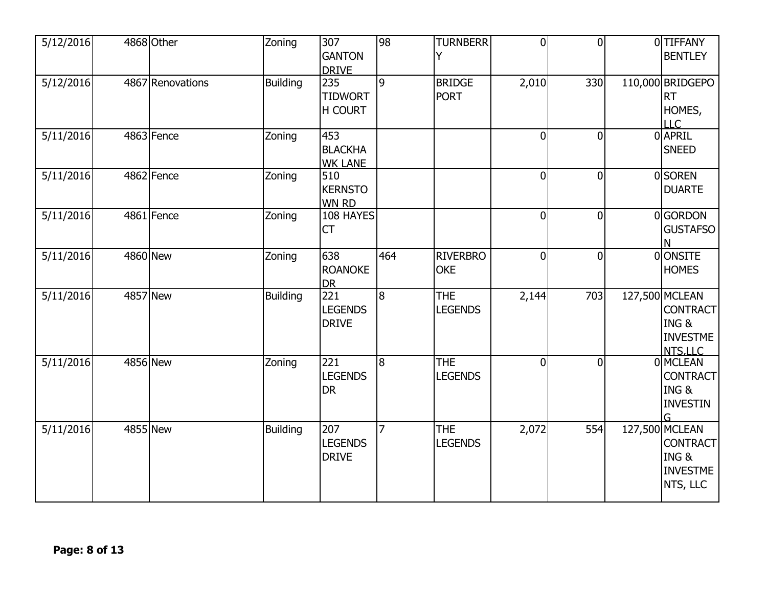| | | | | | | | | | | |
|---|---|---|---|---|---|---|---|---|---|---|
| 5/12/2016 | 4868 | Other | Zoning | 307 GANTON DRIVE | 98 | TURNBERRY | 0 | 0 | 0 | TIFFANY BENTLEY |
| 5/12/2016 | 4867 | Renovations | Building | 235 TIDWORTH COURT | 9 | BRIDGE PORT | 2,010 | 330 | 110,000 | BRIDGEPORT HOMES, LLC |
| 5/11/2016 | 4863 | Fence | Zoning | 453 BLACKHAWK LANE | | | 0 | 0 | 0 | APRIL SNEED |
| 5/11/2016 | 4862 | Fence | Zoning | 510 KERNSTOWN RD | | | 0 | 0 | 0 | SOREN DUARTE |
| 5/11/2016 | 4861 | Fence | Zoning | 108 HAYES CT | | | 0 | 0 | 0 | GORDON GUSTAFSON |
| 5/11/2016 | 4860 | New | Zoning | 638 ROANOKE DR | 464 | RIVERBROOKE | 0 | 0 | 0 | ONSITE HOMES |
| 5/11/2016 | 4857 | New | Building | 221 LEGENDS DRIVE | 8 | THE LEGENDS | 2,144 | 703 | 127,500 | MCLEAN CONTRACTING & INVESTMENTS,LLC |
| 5/11/2016 | 4856 | New | Zoning | 221 LEGENDS DR | 8 | THE LEGENDS | 0 | 0 | 0 | MCLEAN CONTRACTING & INVESTING |
| 5/11/2016 | 4855 | New | Building | 207 LEGENDS DRIVE | 7 | THE LEGENDS | 2,072 | 554 | 127,500 | MCLEAN CONTRACTING & INVESTMENTS, LLC |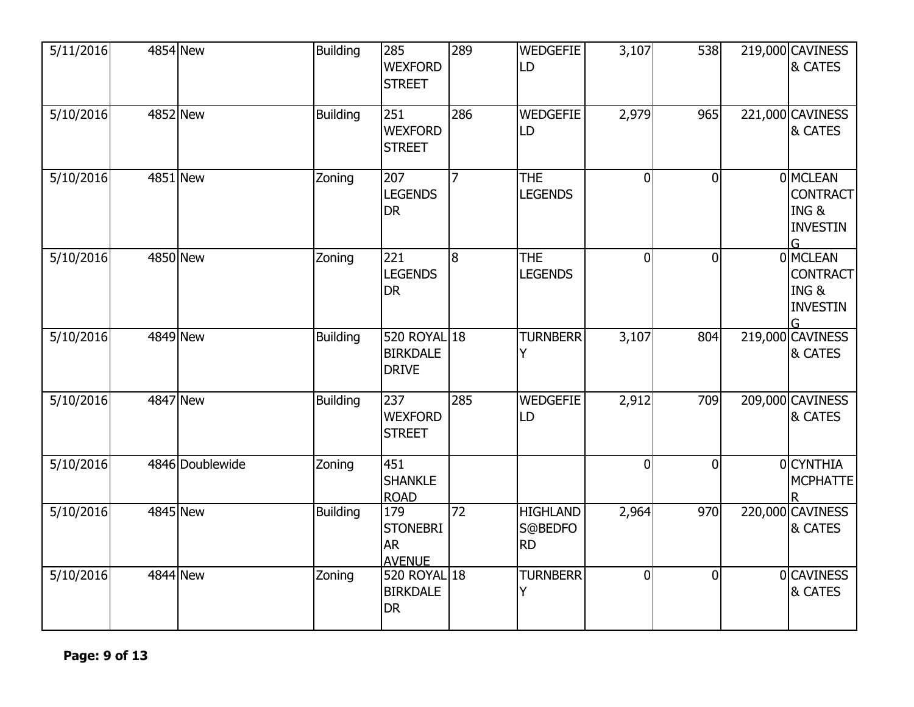| | | | | | | | | | | |
|---|---|---|---|---|---|---|---|---|---|---|
| 5/11/2016 | 4854 | New | Building | 285 WEXFORD STREET | 289 | WEDGEFIELD | 3,107 | 538 | 219,000 | CAVINESS & CATES |
| 5/10/2016 | 4852 | New | Building | 251 WEXFORD STREET | 286 | WEDGEFIELD | 2,979 | 965 | 221,000 | CAVINESS & CATES |
| 5/10/2016 | 4851 | New | Zoning | 207 LEGENDS DR | 7 | THE LEGENDS | 0 | 0 | 0 | MCLEAN CONTRACTING & INVESTING |
| 5/10/2016 | 4850 | New | Zoning | 221 LEGENDS DR | 8 | THE LEGENDS | 0 | 0 | 0 | MCLEAN CONTRACTING & INVESTING |
| 5/10/2016 | 4849 | New | Building | 520 ROYAL BIRKDALE DRIVE | 18 | TURNBERRY | 3,107 | 804 | 219,000 | CAVINESS & CATES |
| 5/10/2016 | 4847 | New | Building | 237 WEXFORD STREET | 285 | WEDGEFIELD | 2,912 | 709 | 209,000 | CAVINESS & CATES |
| 5/10/2016 | 4846 | Doublewide | Zoning | 451 SHANKLE ROAD | | | 0 | 0 | 0 | CYNTHIA MCPHATTER |
| 5/10/2016 | 4845 | New | Building | 179 STONEBRIAR AVENUE | 72 | HIGHLANDS@BEDFORD | 2,964 | 970 | 220,000 | CAVINESS & CATES |
| 5/10/2016 | 4844 | New | Zoning | 520 ROYAL BIRKDALE DR | 18 | TURNBERRY | 0 | 0 | 0 | CAVINESS & CATES |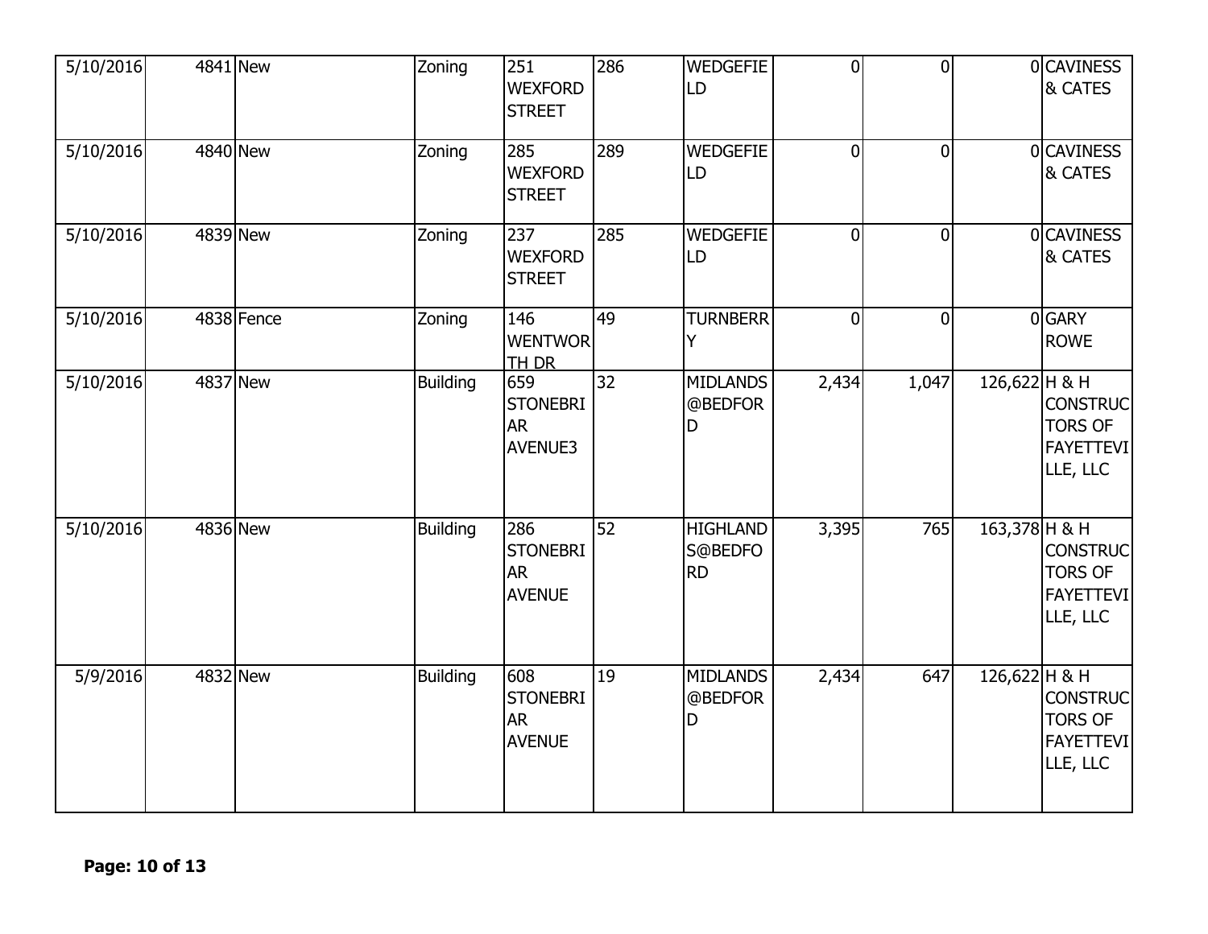| | | | | | | | | | | |
|---|---|---|---|---|---|---|---|---|---|---|
| 5/10/2016 | 4841 | New | Zoning | 251 WEXFORD STREET | 286 | WEDGEFIELD | 0 | 0 | 0 | CAVINESS & CATES |
| 5/10/2016 | 4840 | New | Zoning | 285 WEXFORD STREET | 289 | WEDGEFIELD | 0 | 0 | 0 | CAVINESS & CATES |
| 5/10/2016 | 4839 | New | Zoning | 237 WEXFORD STREET | 285 | WEDGEFIELD | 0 | 0 | 0 | CAVINESS & CATES |
| 5/10/2016 | 4838 | Fence | Zoning | 146 WENTWORTH DR | 49 | TURNBERRY | 0 | 0 | 0 | GARY ROWE |
| 5/10/2016 | 4837 | New | Building | 659 STONEBRIAR AVENUE3 | 32 | MIDLANDS @BEDFORD | 2,434 | 1,047 | 126,622 | H & H CONSTRUCTORS OF FAYETTEVILLE, LLC |
| 5/10/2016 | 4836 | New | Building | 286 STONEBRIAR AVENUE | 52 | HIGHLANDS@BEDFORD | 3,395 | 765 | 163,378 | H & H CONSTRUCTORS OF FAYETTEVILLE, LLC |
| 5/9/2016 | 4832 | New | Building | 608 STONEBRIAR AVENUE | 19 | MIDLANDS @BEDFORD | 2,434 | 647 | 126,622 | H & H CONSTRUCTORS OF FAYETTEVILLE, LLC |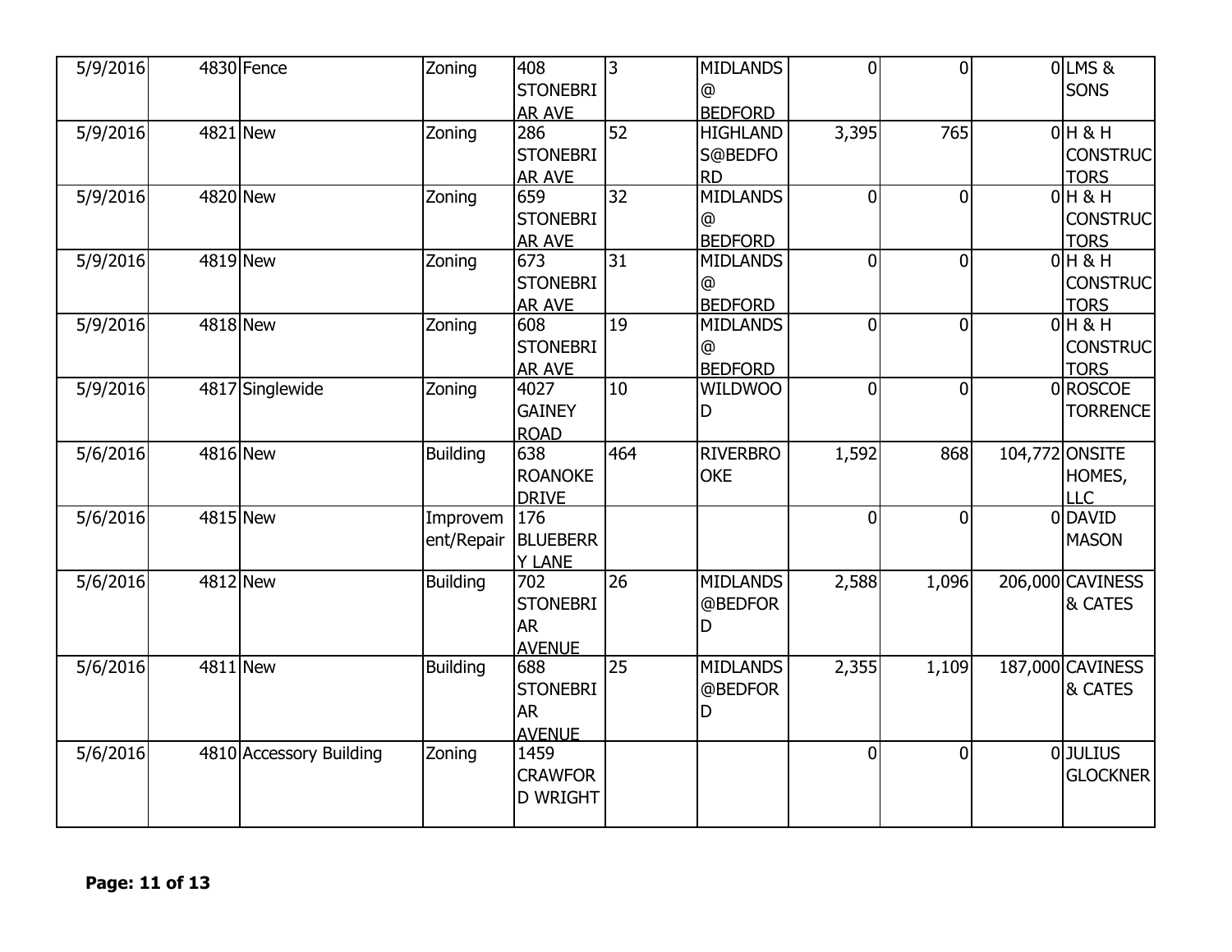| | | | | | | | | | | |
|---|---|---|---|---|---|---|---|---|---|---|
| 5/9/2016 | 4830 | Fence | Zoning | 408 STONEBRIAR AVE | 3 | MIDLANDS @ BEDFORD | 0 | 0 | 0 | LMS & SONS |
| 5/9/2016 | 4821 | New | Zoning | 286 STONEBRIAR AVE | 52 | HIGHLANDS@BEDFORD | 3,395 | 765 | 0 | H & H CONSTRUCTORS |
| 5/9/2016 | 4820 | New | Zoning | 659 STONEBRIAR AVE | 32 | MIDLANDS @ BEDFORD | 0 | 0 | 0 | H & H CONSTRUCTORS |
| 5/9/2016 | 4819 | New | Zoning | 673 STONEBRIAR AVE | 31 | MIDLANDS @ BEDFORD | 0 | 0 | 0 | H & H CONSTRUCTORS |
| 5/9/2016 | 4818 | New | Zoning | 608 STONEBRIAR AVE | 19 | MIDLANDS @ BEDFORD | 0 | 0 | 0 | H & H CONSTRUCTORS |
| 5/9/2016 | 4817 | Singlewide | Zoning | 4027 GAINEY ROAD | 10 | WILDWOOD | 0 | 0 | 0 | ROSCOE TORRENCE |
| 5/6/2016 | 4816 | New | Building | 638 ROANOKE DRIVE | 464 | RIVERBROOKE | 1,592 | 868 | 104,772 | ONSITE HOMES, LLC |
| 5/6/2016 | 4815 | New | Improvement/Repair | 176 BLUEBERRY LANE | | | 0 | 0 | 0 | DAVID MASON |
| 5/6/2016 | 4812 | New | Building | 702 STONEBRIAR AVENUE | 26 | MIDLANDS @BEDFORD | 2,588 | 1,096 | 206,000 | CAVINESS & CATES |
| 5/6/2016 | 4811 | New | Building | 688 STONEBRIAR AVENUE | 25 | MIDLANDS @BEDFORD | 2,355 | 1,109 | 187,000 | CAVINESS & CATES |
| 5/6/2016 | 4810 | Accessory Building | Zoning | 1459 CRAWFORD WRIGHT | | | 0 | 0 | 0 | JULIUS GLOCKNER |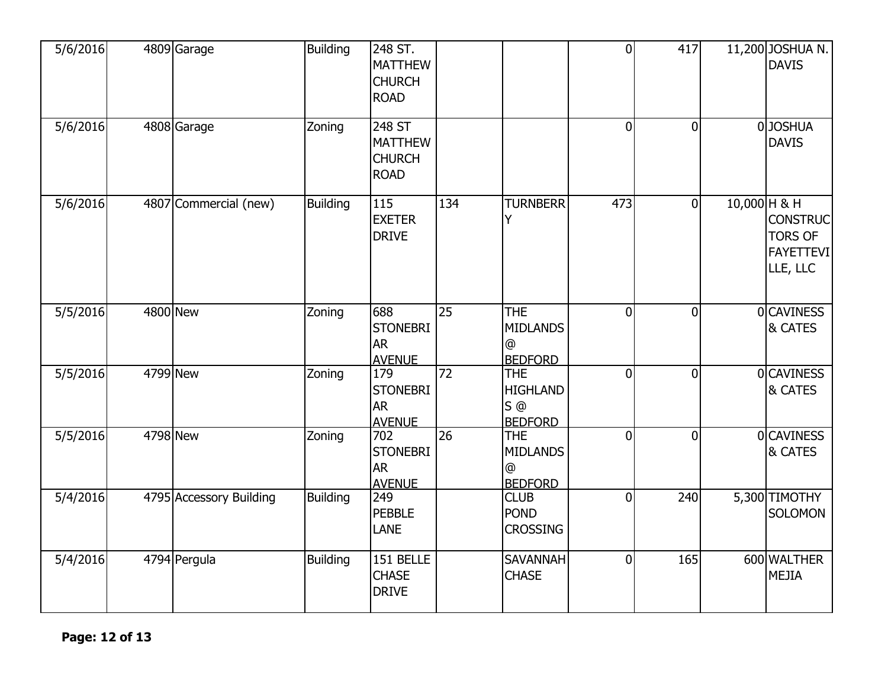| | | | | | | | | | | |
|---|---|---|---|---|---|---|---|---|---|---|
| 5/6/2016 | 4809 | Garage | Building | 248 ST. MATTHEW CHURCH ROAD | | | 0 | 417 | 11,200 | JOSHUA N. DAVIS |
| 5/6/2016 | 4808 | Garage | Zoning | 248 ST MATTHEW CHURCH ROAD | | | 0 | 0 | 0 | JOSHUA DAVIS |
| 5/6/2016 | 4807 | Commercial (new) | Building | 115 EXETER DRIVE | 134 | TURNBERRY | 473 | 0 | 10,000 | H & H CONSTRUCTORS OF FAYETTEVILLE, LLC |
| 5/5/2016 | 4800 | New | Zoning | 688 STONEBRIAR AVENUE | 25 | THE MIDLANDS @ BEDFORD | 0 | 0 | 0 | CAVINESS & CATES |
| 5/5/2016 | 4799 | New | Zoning | 179 STONEBRIAR AVENUE | 72 | THE HIGHLANDS @ BEDFORD | 0 | 0 | 0 | CAVINESS & CATES |
| 5/5/2016 | 4798 | New | Zoning | 702 STONEBRIAR AVENUE | 26 | THE MIDLANDS @ BEDFORD | 0 | 0 | 0 | CAVINESS & CATES |
| 5/4/2016 | 4795 | Accessory Building | Building | 249 PEBBLE LANE | | CLUB POND CROSSING | 0 | 240 | 5,300 | TIMOTHY SOLOMON |
| 5/4/2016 | 4794 | Pergula | Building | 151 BELLE CHASE DRIVE | | SAVANNAH CHASE | 0 | 165 | 600 | WALTHER MEJIA |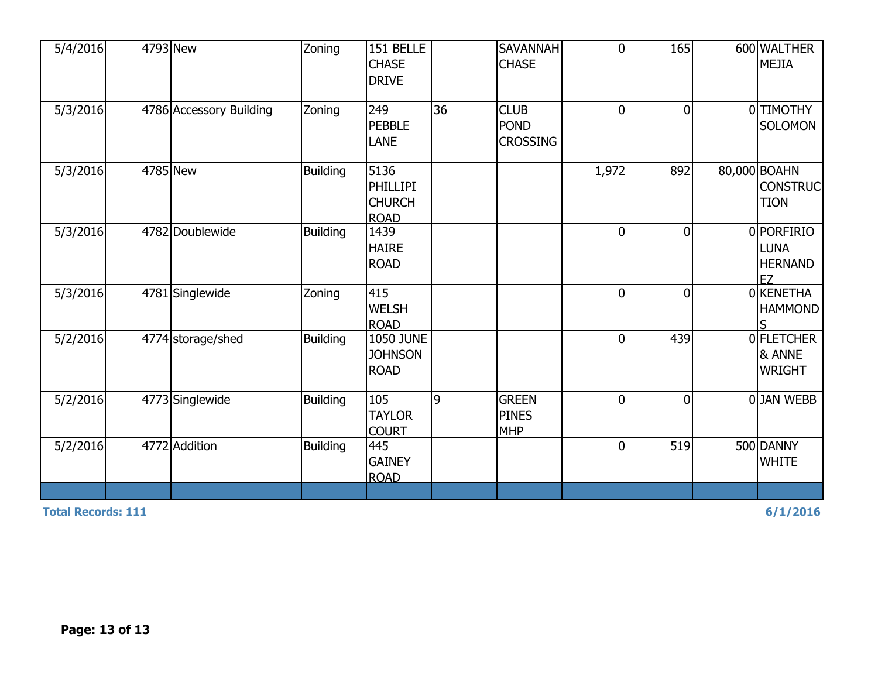| | | | | | | | | | | |
|---|---|---|---|---|---|---|---|---|---|---|
| 5/4/2016 | 4793 | New | Zoning | 151 BELLE CHASE DRIVE | | SAVANNAH CHASE | 0 | 165 | 600 | WALTHER MEJIA |
| 5/3/2016 | 4786 | Accessory Building | Zoning | 249 PEBBLE LANE | 36 | CLUB POND CROSSING | 0 | 0 | 0 | TIMOTHY SOLOMON |
| 5/3/2016 | 4785 | New | Building | 5136 PHILLIPI CHURCH ROAD | | | 1,972 | 892 | 80,000 | BOAHN CONSTRUCTION |
| 5/3/2016 | 4782 | Doublewide | Building | 1439 HAIRE ROAD | | | 0 | 0 | 0 | PORFIRIO LUNA HERNANDEZ |
| 5/3/2016 | 4781 | Singlewide | Zoning | 415 WELSH ROAD | | | 0 | 0 | 0 | KENETHA HAMMONDS |
| 5/2/2016 | 4774 | storage/shed | Building | 1050 JUNE JOHNSON ROAD | | | 0 | 439 | 0 | FLETCHER & ANNE WRIGHT |
| 5/2/2016 | 4773 | Singlewide | Building | 105 TAYLOR COURT | 9 | GREEN PINES MHP | 0 | 0 | 0 | JAN WEBB |
| 5/2/2016 | 4772 | Addition | Building | 445 GAINEY ROAD | | | 0 | 519 | 500 | DANNY WHITE |

**Total Records: 111**

**6/1/2016**